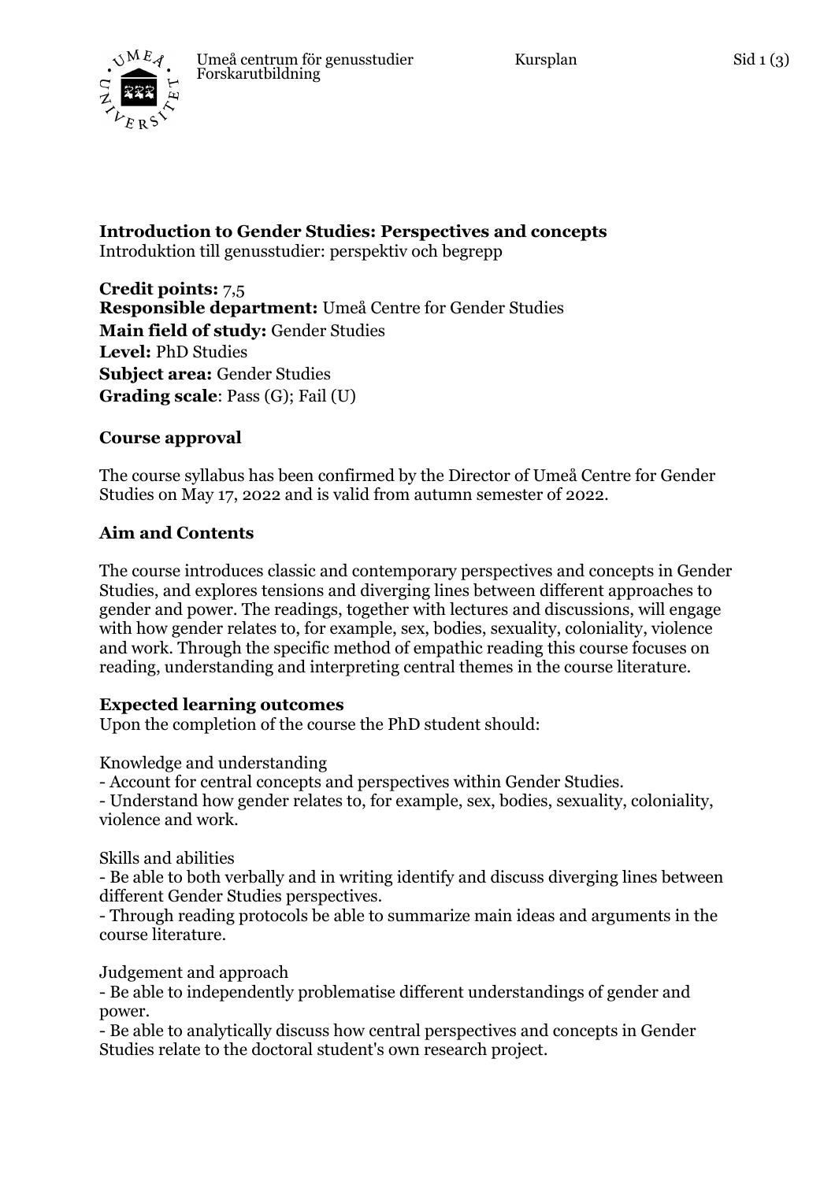**Introduction to Gender Studies: Perspectives and concepts**
Introduktion till genusstudier: perspektiv och begrepp

**Credit points:** 7,5
**Responsible department:** Umeå Centre for Gender Studies
**Main field of study:** Gender Studies
**Level:** PhD Studies
**Subject area:** Gender Studies
**Grading scale**: Pass (G); Fail (U)

## Course approval

The course syllabus has been confirmed by the Director of Umeå Centre for Gender Studies on May 17, 2022 and is valid from autumn semester of 2022.

## Aim and Contents

The course introduces classic and contemporary perspectives and concepts in Gender Studies, and explores tensions and diverging lines between different approaches to gender and power. The readings, together with lectures and discussions, will engage with how gender relates to, for example, sex, bodies, sexuality, coloniality, violence and work. Through the specific method of empathic reading this course focuses on reading, understanding and interpreting central themes in the course literature.

## Expected learning outcomes

Upon the completion of the course the PhD student should:

Knowledge and understanding
- Account for central concepts and perspectives within Gender Studies.
- Understand how gender relates to, for example, sex, bodies, sexuality, coloniality, violence and work.

Skills and abilities
- Be able to both verbally and in writing identify and discuss diverging lines between different Gender Studies perspectives.
- Through reading protocols be able to summarize main ideas and arguments in the course literature.

Judgement and approach
- Be able to independently problematise different understandings of gender and power.
- Be able to analytically discuss how central perspectives and concepts in Gender Studies relate to the doctoral student's own research project.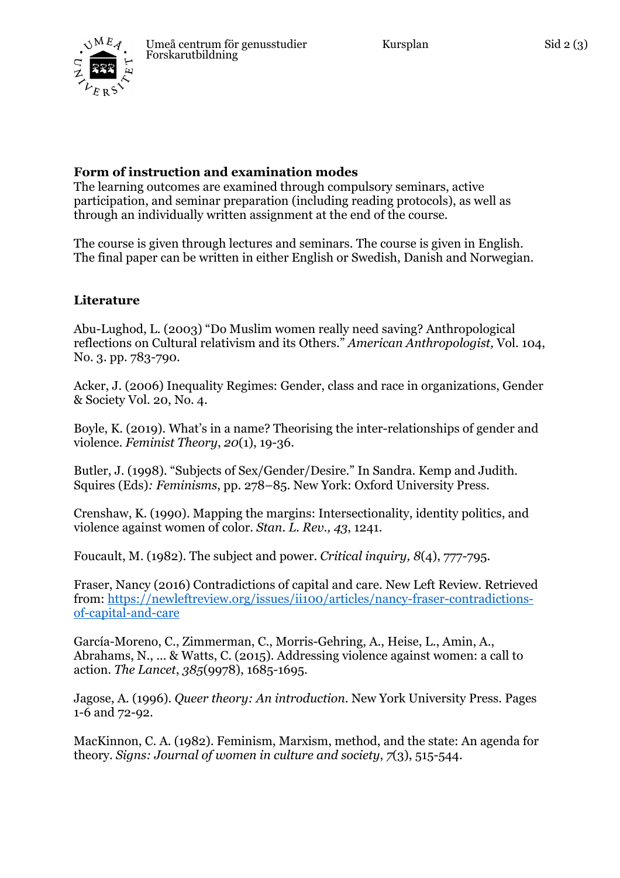**Form of instruction and examination modes**

The learning outcomes are examined through compulsory seminars, active participation, and seminar preparation (including reading protocols), as well as through an individually written assignment at the end of the course.

The course is given through lectures and seminars. The course is given in English. The final paper can be written in either English or Swedish, Danish and Norwegian.

**Literature**

Abu-Lughod, L. (2003) "Do Muslim women really need saving? Anthropological reflections on Cultural relativism and its Others." *American Anthropologist,* Vol. 104, No. 3. pp. 783-790.

Acker, J. (2006) Inequality Regimes: Gender, class and race in organizations, Gender & Society Vol. 20, No. 4.

Boyle, K. (2019). What's in a name? Theorising the inter-relationships of gender and violence. *Feminist Theory*, *20*(1), 19-36.

Butler, J. (1998). "Subjects of Sex/Gender/Desire." In Sandra. Kemp and Judith. Squires (Eds)*: Feminisms*, pp. 278–85. New York: Oxford University Press.

Crenshaw, K. (1990). Mapping the margins: Intersectionality, identity politics, and violence against women of color. *Stan. L. Rev., 43*, 1241.

Foucault, M. (1982). The subject and power. *Critical inquiry, 8*(4), 777-795.

Fraser, Nancy (2016) Contradictions of capital and care. New Left Review. Retrieved from: [https://newleftreview.org/issues/ii100/articles/nancy-fraser-contradictions-of-capital-and-care](https://newleftreview.org/issues/ii100/articles/nancy-fraser-contradictions-of-capital-and-care)

García-Moreno, C., Zimmerman, C., Morris-Gehring, A., Heise, L., Amin, A., Abrahams, N., ... & Watts, C. (2015). Addressing violence against women: a call to action. *The Lancet*, *385*(9978), 1685-1695.

Jagose, A. (1996). *Queer theory: An introduction*. New York University Press. Pages 1-6 and 72-92.

MacKinnon, C. A. (1982). Feminism, Marxism, method, and the state: An agenda for theory. *Signs: Journal of women in culture and society*, *7*(3), 515-544.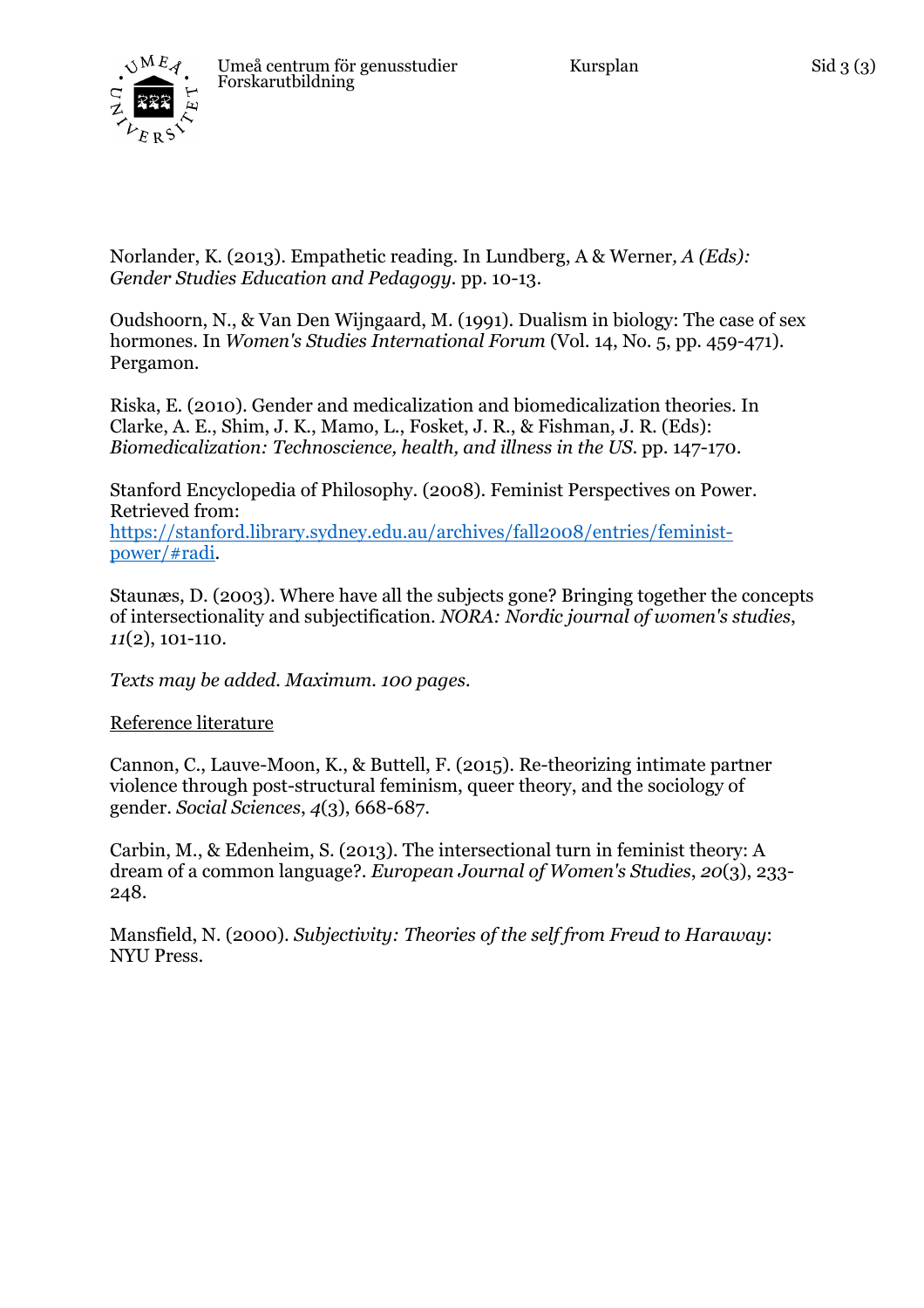Norlander, K. (2013). Empathetic reading. In Lundberg, A & Werner*, A (Eds): Gender Studies Education and Pedagogy*. pp. 10-13.

Oudshoorn, N., & Van Den Wijngaard, M. (1991). Dualism in biology: The case of sex hormones. In *Women's Studies International Forum* (Vol. 14, No. 5, pp. 459-471). Pergamon.

Riska, E. (2010). Gender and medicalization and biomedicalization theories. In Clarke, A. E., Shim, J. K., Mamo, L., Fosket, J. R., & Fishman, J. R. (Eds): *Biomedicalization: Technoscience, health, and illness in the US*. pp. 147-170.

Stanford Encyclopedia of Philosophy. (2008). Feminist Perspectives on Power. Retrieved from: [https://stanford.library.sydney.edu.au/archives/fall2008/entries/feminist-power/#radi](https://stanford.library.sydney.edu.au/archives/fall2008/entries/feminist-power/#radi).

Staunæs, D. (2003). Where have all the subjects gone? Bringing together the concepts of intersectionality and subjectification. *NORA: Nordic journal of women's studies*, *11*(2), 101-110.

*Texts may be added. Maximum. 100 pages.*

<u>Reference literature</u>

Cannon, C., Lauve-Moon, K., & Buttell, F. (2015). Re-theorizing intimate partner violence through post-structural feminism, queer theory, and the sociology of gender. *Social Sciences*, *4*(3), 668-687.

Carbin, M., & Edenheim, S. (2013). The intersectional turn in feminist theory: A dream of a common language?. *European Journal of Women's Studies*, *20*(3), 233-248.

Mansfield, N. (2000). *Subjectivity: Theories of the self from Freud to Haraway*: NYU Press.